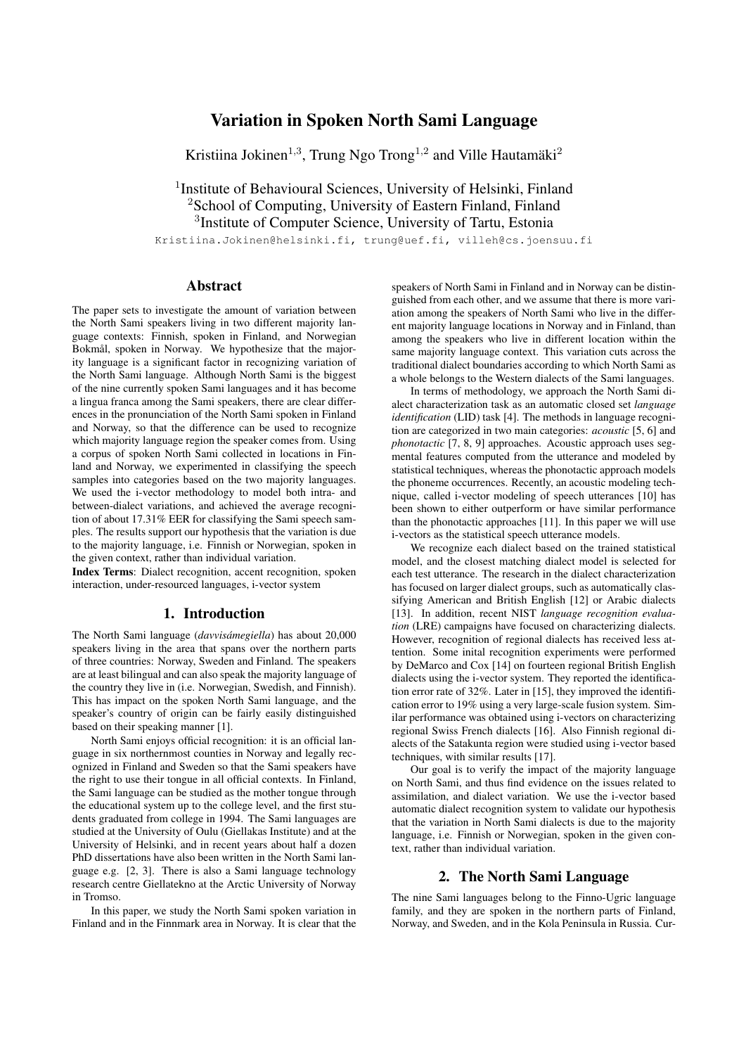# Variation in Spoken North Sami Language

Kristiina Jokinen[1,3], Trung Ngo Trong[1,2] and Ville Hautamäki[2]

[1]Institute of Behavioural Sciences, University of Helsinki, Finland
[2]School of Computing, University of Eastern Finland, Finland
[3]Institute of Computer Science, University of Tartu, Estonia

Kristiina.Jokinen@helsinki.fi, trung@uef.fi, villeh@cs.joensuu.fi

## Abstract

The paper sets to investigate the amount of variation between the North Sami speakers living in two different majority language contexts: Finnish, spoken in Finland, and Norwegian Bokmål, spoken in Norway. We hypothesize that the majority language is a significant factor in recognizing variation of the North Sami language. Although North Sami is the biggest of the nine currently spoken Sami languages and it has become a lingua franca among the Sami speakers, there are clear differences in the pronunciation of the North Sami spoken in Finland and Norway, so that the difference can be used to recognize which majority language region the speaker comes from. Using a corpus of spoken North Sami collected in locations in Finland and Norway, we experimented in classifying the speech samples into categories based on the two majority languages. We used the i-vector methodology to model both intra- and between-dialect variations, and achieved the average recognition of about 17.31% EER for classifying the Sami speech samples. The results support our hypothesis that the variation is due to the majority language, i.e. Finnish or Norwegian, spoken in the given context, rather than individual variation.

**Index Terms**: Dialect recognition, accent recognition, spoken interaction, under-resourced languages, i-vector system

## 1. Introduction

The North Sami language (*davvisámegiella*) has about 20,000 speakers living in the area that spans over the northern parts of three countries: Norway, Sweden and Finland. The speakers are at least bilingual and can also speak the majority language of the country they live in (i.e. Norwegian, Swedish, and Finnish). This has impact on the spoken North Sami language, and the speaker's country of origin can be fairly easily distinguished based on their speaking manner [1].

North Sami enjoys official recognition: it is an official language in six northernmost counties in Norway and legally recognized in Finland and Sweden so that the Sami speakers have the right to use their tongue in all official contexts. In Finland, the Sami language can be studied as the mother tongue through the educational system up to the college level, and the first students graduated from college in 1994. The Sami languages are studied at the University of Oulu (Giellagas Institute) and at the University of Helsinki, and in recent years about half a dozen PhD dissertations have also been written in the North Sami language e.g. [2, 3]. There is also a Sami language technology research centre Giellatekno at the Arctic University of Norway in Tromso.

In this paper, we study the North Sami spoken variation in Finland and in the Finnmark area in Norway. It is clear that the speakers of North Sami in Finland and in Norway can be distinguished from each other, and we assume that there is more variation among the speakers of North Sami who live in the different majority language locations in Norway and in Finland, than among the speakers who live in different location within the same majority language context. This variation cuts across the traditional dialect boundaries according to which North Sami as a whole belongs to the Western dialects of the Sami languages.

In terms of methodology, we approach the North Sami dialect characterization task as an automatic closed set *language identification* (LID) task [4]. The methods in language recognition are categorized in two main categories: *acoustic* [5, 6] and *phonotactic* [7, 8, 9] approaches. Acoustic approach uses segmental features computed from the utterance and modeled by statistical techniques, whereas the phonotactic approach models the phoneme occurrences. Recently, an acoustic modeling technique, called i-vector modeling of speech utterances [10] has been shown to either outperform or have similar performance than the phonotactic approaches [11]. In this paper we will use i-vectors as the statistical speech utterance models.

We recognize each dialect based on the trained statistical model, and the closest matching dialect model is selected for each test utterance. The research in the dialect characterization has focused on larger dialect groups, such as automatically classifying American and British English [12] or Arabic dialects [13]. In addition, recent NIST *language recognition evaluation* (LRE) campaigns have focused on characterizing dialects. However, recognition of regional dialects has received less attention. Some inital recognition experiments were performed by DeMarco and Cox [14] on fourteen regional British English dialects using the i-vector system. They reported the identification error rate of 32%. Later in [15], they improved the identification error to 19% using a very large-scale fusion system. Similar performance was obtained using i-vectors on characterizing regional Swiss French dialects [16]. Also Finnish regional dialects of the Satakunta region were studied using i-vector based techniques, with similar results [17].

Our goal is to verify the impact of the majority language on North Sami, and thus find evidence on the issues related to assimilation, and dialect variation. We use the i-vector based automatic dialect recognition system to validate our hypothesis that the variation in North Sami dialects is due to the majority language, i.e. Finnish or Norwegian, spoken in the given context, rather than individual variation.

## 2. The North Sami Language

The nine Sami languages belong to the Finno-Ugric language family, and they are spoken in the northern parts of Finland, Norway, and Sweden, and in the Kola Peninsula in Russia. Cur-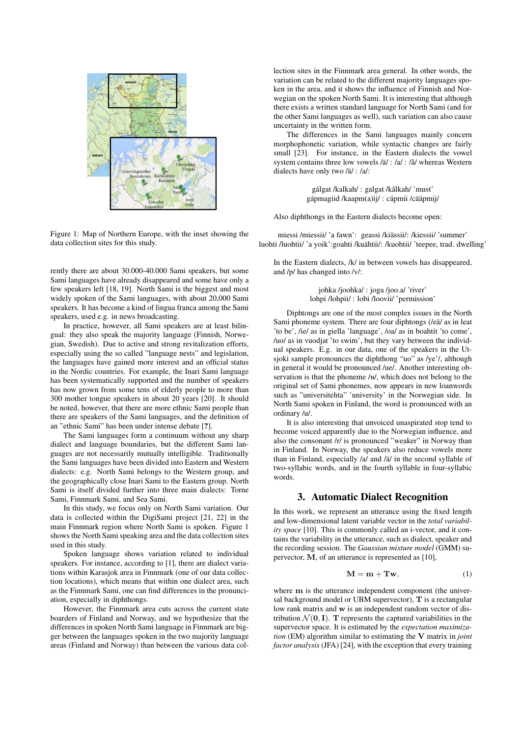Figure 1: Map of Northern Europe, with the inset showing the data collection sites for this study.

rently there are about 30.000-40.000 Sami speakers, but some Sami languages have already disappeared and some have only a few speakers left [18, 19]. North Sami is the biggest and most widely spoken of the Sami languages, with about 20,000 Sami speakers. It has become a kind of lingua franca among the Sami speakers, used e.g. in news broadcasting.

In practice, however, all Sami speakers are at least bilingual: they also speak the majority language (Finnish, Norwegian, Swedish). Due to active and strong revitalization efforts, especially using the so called "language nests" and legislation, the languages have gained more interest and an official status in the Nordic countries. For example, the Inari Sami language has been systematically supported and the number of speakers has now grown from some tens of elderly people to more than 300 mother tongue speakers in about 20 years [20]. It should be noted, however, that there are more ethnic Sami people than there are speakers of the Sami languages, and the definition of an "ethnic Sami" has been under intense debate [?].

The Sami languages form a continuum without any sharp dialect and language boundaries, but the different Sami languages are not necessarily mutually intelligible. Traditionally the Sami languages have been divided into Eastern and Western dialects: e.g. North Sami belongs to the Western group, and the geographically close Inari Sami to the Eastern group. North Sami is itself divided further into three main dialects: Torne Sami, Finnmark Sami, and Sea Sami.

In this study, we focus only on North Sami variation. Our data is collected within the DigiSami project [21, 22] in the main Finnmark region where North Sami is spoken. Figure 1 shows the North Sami speaking area and the data collection sites used in this study.

Spoken language shows variation related to individual speakers. For instance, according to [1], there are dialect variations within Karasjok area in Finnmark (one of our data collection locations), which means that within one dialect area, such as the Finnmark Sami, one can find differences in the pronunciation, especially in diphthongs.

However, the Finnmark area cuts across the current state boarders of Finland and Norway, and we hypothesize that the differences in spoken North Sami language in Finnmark are bigger between the languages spoken in the two majority language areas (Finland and Norway) than between the various data collection sites in the Finnmark area general. In other words, the variation can be related to the different majority languages spoken in the area, and it shows the influence of Finnish and Norwegian on the spoken North Sami. It is interesting that although there exists a written standard language for North Sami (and for the other Sami languages as well), such variation can also cause uncertainty in the written form.

The differences in the Sami languages mainly concern morphophonetic variation, while syntactic changes are fairly small [23]. For instance, in the Eastern dialects the vowel system contains three low vowels /ä/ : /a/ : /â/ whereas Western dialects have only two /ä/ : /a/:

gálgat /kalkah/ : galgat /kâlkah/ 'must'
gápmagiid /kaapm(a)ij/ : cápmii /cääpmij/

Also diphthongs in the Eastern dialects become open:

miessi /miessii/ 'a fawn': geassi /kiässii/: /kiessii/ 'summer'
luohti /luohtii/ 'a yoik':goahti /kuähtii/: /kuohtii/ 'teepee, trad. dwelling'

In the Eastern dialects, /k/ in between vowels has disappeared, and /p/ has changed into /v/:

johka /joohka/ : joga /joo.a/ 'river'
lohpi /lohpii/ : lobi /loovii/ 'permission'

Diphtongs are one of the most complex issues in the North Sami phoneme system. There are four diphtongs (/eä/ as in leat 'to be', /ie/ as in giella 'language', /oa/ as in boahtit 'to come', /uo/ as in vuodjat 'to swim', but they vary between the individual speakers. E.g. in our data, one of the speakers in the Utsjoki sample pronounces the diphthong "uo" as /ye'/, although in general it would be pronounced /ue/. Another interesting observation is that the phoneme /ʉ/, which does not belong to the original set of Sami phonemes, now appears in new loanwords such as "universitehta" 'university' in the Norwegian side. In North Sami spoken in Finland, the word is pronounced with an ordinary /u/.

It is also interesting that unvoiced unaspirated stop tend to become voiced apparently due to the Norwegian influence, and also the consonant /r/ is pronounced "weaker" in Norway than in Finland. In Norway, the speakers also reduce vowels more than in Finland, especially /a/ and /ä/ in the second syllable of two-syllabic words, and in the fourth syllable in four-syllabic words.

## 3. Automatic Dialect Recognition

In this work, we represent an utterance using the fixed length and low-dimensional latent variable vector in the *total variability space* [10]. This is commonly called an i-vector, and it contains the variability in the utterance, such as dialect, speaker and the recording session. The *Gaussian mixture model* (GMM) supervector, $\mathbf{M}$, of an utterance is represented as [10],

$$\mathbf{M} = \mathbf{m} + \mathbf{T}\mathbf{w}, \tag{1}$$

where $\mathbf{m}$ is the utterance independent component (the universal background model or UBM supervector), $\mathbf{T}$ is a rectangular low rank matrix and $\mathbf{w}$ is an independent random vector of distribution $\mathcal{N}(\mathbf{0}, \mathbf{I})$. $\mathbf{T}$ represents the captured variabilities in the supervector space. It is estimated by the *expectation maximization* (EM) algorithm similar to estimating the $\mathbf{V}$ matrix in *joint factor analysis* (JFA) [24], with the exception that every training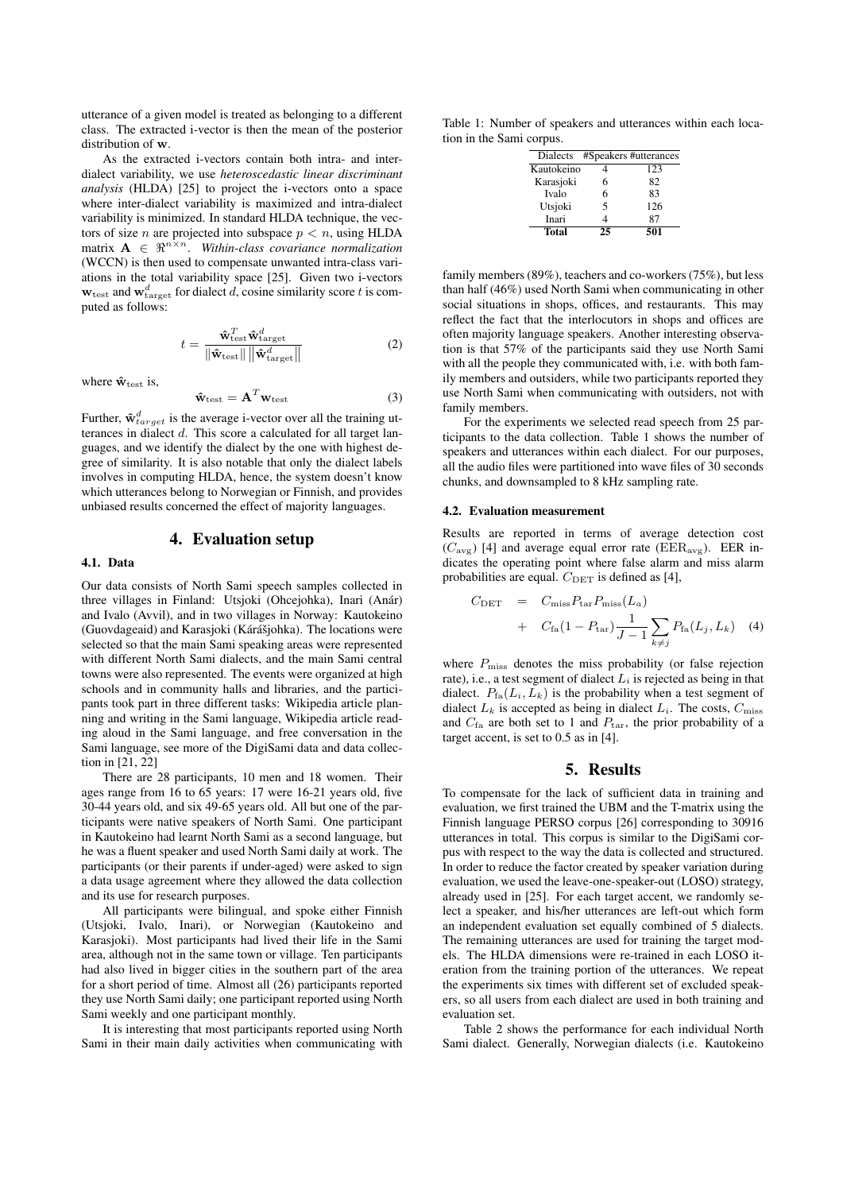utterance of a given model is treated as belonging to a different class. The extracted i-vector is then the mean of the posterior distribution of $\mathbf{w}$.

As the extracted i-vectors contain both intra- and inter-dialect variability, we use *heteroscedastic linear discriminant analysis* (HLDA) [25] to project the i-vectors onto a space where inter-dialect variability is maximized and intra-dialect variability is minimized. In standard HLDA technique, the vectors of size $n$ are projected into subspace $p < n$, using HLDA matrix $\mathbf{A} \in \Re^{n \times n}$. *Within-class covariance normalization* (WCCN) is then used to compensate unwanted intra-class variations in the total variability space [25]. Given two i-vectors $\mathbf{w}_{\text{test}}$ and $\mathbf{w}^{d}_{\text{target}}$ for dialect $d$, cosine similarity score $t$ is computed as follows:

$$t = \frac{\hat{\mathbf{w}}^{T}_{\text{test}} \hat{\mathbf{w}}^{d}_{\text{target}}}{\left\|\hat{\mathbf{w}}_{\text{test}}\right\| \left\|\hat{\mathbf{w}}^{d}_{\text{target}}\right\|} \tag{2}$$

where $\hat{\mathbf{w}}_{\text{test}}$ is,

$$\hat{\mathbf{w}}_{\text{test}} = \mathbf{A}^{T} \mathbf{w}_{\text{test}} \tag{3}$$

Further, $\hat{\mathbf{w}}^{d}_{target}$ is the average i-vector over all the training utterances in dialect $d$. This score a calculated for all target languages, and we identify the dialect by the one with highest degree of similarity. It is also notable that only the dialect labels involves in computing HLDA, hence, the system doesn't know which utterances belong to Norwegian or Finnish, and provides unbiased results concerned the effect of majority languages.

## 4. Evaluation setup

### 4.1. Data

Our data consists of North Sami speech samples collected in three villages in Finland: Utsjoki (Ohcejohka), Inari (Anár) and Ivalo (Avvil), and in two villages in Norway: Kautokeino (Guovdageaid) and Karasjoki (Kárášjohka). The locations were selected so that the main Sami speaking areas were represented with different North Sami dialects, and the main Sami central towns were also represented. The events were organized at high schools and in community halls and libraries, and the participants took part in three different tasks: Wikipedia article planning and writing in the Sami language, Wikipedia article reading aloud in the Sami language, and free conversation in the Sami language, see more of the DigiSami data and data collection in [21, 22]

There are 28 participants, 10 men and 18 women. Their ages range from 16 to 65 years: 17 were 16-21 years old, five 30-44 years old, and six 49-65 years old. All but one of the participants were native speakers of North Sami. One participant in Kautokeino had learnt North Sami as a second language, but he was a fluent speaker and used North Sami daily at work. The participants (or their parents if under-aged) were asked to sign a data usage agreement where they allowed the data collection and its use for research purposes.

All participants were bilingual, and spoke either Finnish (Utsjoki, Ivalo, Inari), or Norwegian (Kautokeino and Karasjoki). Most participants had lived their life in the Sami area, although not in the same town or village. Ten participants had also lived in bigger cities in the southern part of the area for a short period of time. Almost all (26) participants reported they use North Sami daily; one participant reported using North Sami weekly and one participant monthly.

It is interesting that most participants reported using North Sami in their main daily activities when communicating with family members (89%), teachers and co-workers (75%), but less than half (46%) used North Sami when communicating in other social situations in shops, offices, and restaurants. This may reflect the fact that the interlocutors in shops and offices are often majority language speakers. Another interesting observation is that 57% of the participants said they use North Sami with all the people they communicated with, i.e. with both family members and outsiders, while two participants reported they use North Sami when communicating with outsiders, not with family members.

For the experiments we selected read speech from 25 participants to the data collection. Table 1 shows the number of speakers and utterances within each dialect. For our purposes, all the audio files were partitioned into wave files of 30 seconds chunks, and downsampled to 8 kHz sampling rate.

Table 1: Number of speakers and utterances within each location in the Sami corpus.

| Dialects | #Speakers | #utterances |
|---|---|---|
| Kautokeino | 4 | 123 |
| Karasjoki | 6 | 82 |
| Ivalo | 6 | 83 |
| Utsjoki | 5 | 126 |
| Inari | 4 | 87 |
| **Total** | **25** | **501** |

### 4.2. Evaluation measurement

Results are reported in terms of average detection cost ($C_{\text{avg}}$) [4] and average equal error rate ($\text{EER}_{\text{avg}}$). EER indicates the operating point where false alarm and miss alarm probabilities are equal. $C_{\text{DET}}$ is defined as [4],

$$\begin{aligned} C_{\text{DET}} &= C_{\text{miss}} P_{\text{tar}} P_{\text{miss}}(L_a) \\ &+ C_{\text{fa}}(1 - P_{\text{tar}}) \frac{1}{J-1} \sum_{k \neq j} P_{\text{fa}}(L_j, L_k) \end{aligned} \tag{4}$$

where $P_{\text{miss}}$ denotes the miss probability (or false rejection rate), i.e., a test segment of dialect $L_i$ is rejected as being in that dialect. $P_{\text{fa}}(L_i, L_k)$ is the probability when a test segment of dialect $L_k$ is accepted as being in dialect $L_i$. The costs, $C_{\text{miss}}$ and $C_{\text{fa}}$ are both set to 1 and $P_{\text{tar}}$, the prior probability of a target accent, is set to 0.5 as in [4].

## 5. Results

To compensate for the lack of sufficient data in training and evaluation, we first trained the UBM and the T-matrix using the Finnish language PERSO corpus [26] corresponding to 30916 utterances in total. This corpus is similar to the DigiSami corpus with respect to the way the data is collected and structured. In order to reduce the factor created by speaker variation during evaluation, we used the leave-one-speaker-out (LOSO) strategy, already used in [25]. For each target accent, we randomly select a speaker, and his/her utterances are left-out which form an independent evaluation set equally combined of 5 dialects. The remaining utterances are used for training the target models. The HLDA dimensions were re-trained in each LOSO iteration from the training portion of the utterances. We repeat the experiments six times with different set of excluded speakers, so all users from each dialect are used in both training and evaluation set.

Table 2 shows the performance for each individual North Sami dialect. Generally, Norwegian dialects (i.e. Kautokeino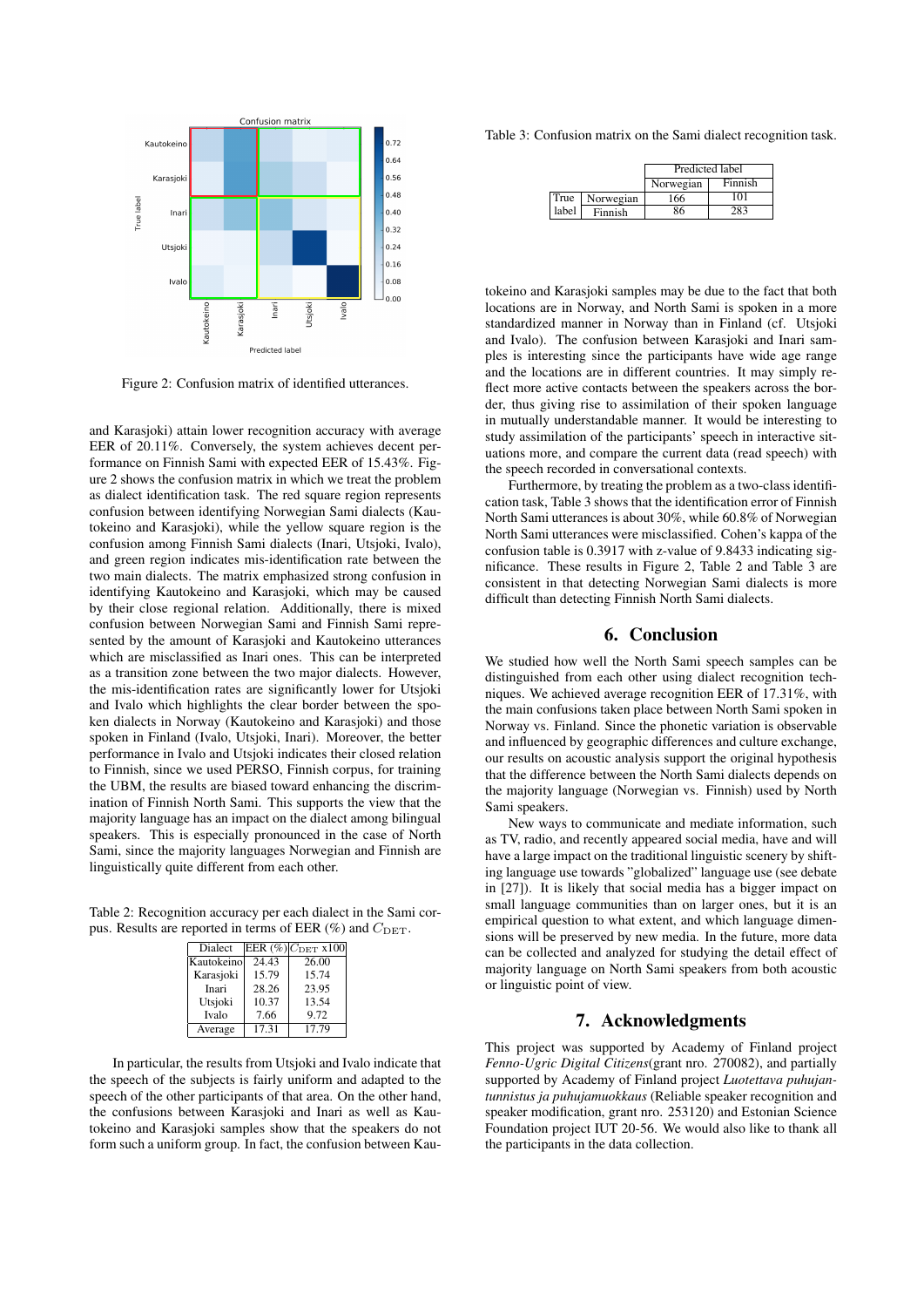Figure 2: Confusion matrix of identified utterances.

and Karasjoki) attain lower recognition accuracy with average EER of 20.11%. Conversely, the system achieves decent performance on Finnish Sami with expected EER of 15.43%. Figure 2 shows the confusion matrix in which we treat the problem as dialect identification task. The red square region represents confusion between identifying Norwegian Sami dialects (Kautokeino and Karasjoki), while the yellow square region is the confusion among Finnish Sami dialects (Inari, Utsjoki, Ivalo), and green region indicates mis-identification rate between the two main dialects. The matrix emphasized strong confusion in identifying Kautokeino and Karasjoki, which may be caused by their close regional relation. Additionally, there is mixed confusion between Norwegian Sami and Finnish Sami represented by the amount of Karasjoki and Kautokeino utterances which are misclassified as Inari ones. This can be interpreted as a transition zone between the two major dialects. However, the mis-identification rates are significantly lower for Utsjoki and Ivalo which highlights the clear border between the spoken dialects in Norway (Kautokeino and Karasjoki) and those spoken in Finland (Ivalo, Utsjoki, Inari). Moreover, the better performance in Ivalo and Utsjoki indicates their closed relation to Finnish, since we used PERSO, Finnish corpus, for training the UBM, the results are biased toward enhancing the discrimination of Finnish North Sami. This supports the view that the majority language has an impact on the dialect among bilingual speakers. This is especially pronounced in the case of North Sami, since the majority languages Norwegian and Finnish are linguistically quite different from each other.

Table 2: Recognition accuracy per each dialect in the Sami corpus. Results are reported in terms of EER (%) and $C_{\text{DET}}$.

| Dialect | EER (%) | $C_{\text{DET}}$ x100 |
|---|---|---|
| Kautokeino | 24.43 | 26.00 |
| Karasjoki | 15.79 | 15.74 |
| Inari | 28.26 | 23.95 |
| Utsjoki | 10.37 | 13.54 |
| Ivalo | 7.66 | 9.72 |
| Average | 17.31 | 17.79 |

In particular, the results from Utsjoki and Ivalo indicate that the speech of the subjects is fairly uniform and adapted to the speech of the other participants of that area. On the other hand, the confusions between Karasjoki and Inari as well as Kautokeino and Karasjoki samples show that the speakers do not form such a uniform group. In fact, the confusion between Kautokeino and Karasjoki samples may be due to the fact that both locations are in Norway, and North Sami is spoken in a more standardized manner in Norway than in Finland (cf. Utsjoki and Ivalo). The confusion between Karasjoki and Inari samples is interesting since the participants have wide age range and the locations are in different countries. It may simply reflect more active contacts between the speakers across the border, thus giving rise to assimilation of their spoken language in mutually understandable manner. It would be interesting to study assimilation of the participants' speech in interactive situations more, and compare the current data (read speech) with the speech recorded in conversational contexts.

Table 3: Confusion matrix on the Sami dialect recognition task.

| | | Predicted label | |
|---|---|---|---|
| | | Norwegian | Finnish |
| True label | Norwegian | 166 | 101 |
| | Finnish | 86 | 283 |

Furthermore, by treating the problem as a two-class identification task, Table 3 shows that the identification error of Finnish North Sami utterances is about 30%, while 60.8% of Norwegian North Sami utterances were misclassified. Cohen's kappa of the confusion table is 0.3917 with z-value of 9.8433 indicating significance. These results in Figure 2, Table 2 and Table 3 are consistent in that detecting Norwegian Sami dialects is more difficult than detecting Finnish North Sami dialects.

## 6. Conclusion

We studied how well the North Sami speech samples can be distinguished from each other using dialect recognition techniques. We achieved average recognition EER of 17.31%, with the main confusions taken place between North Sami spoken in Norway vs. Finland. Since the phonetic variation is observable and influenced by geographic differences and culture exchange, our results on acoustic analysis support the original hypothesis that the difference between the North Sami dialects depends on the majority language (Norwegian vs. Finnish) used by North Sami speakers.

New ways to communicate and mediate information, such as TV, radio, and recently appeared social media, have and will have a large impact on the traditional linguistic scenery by shifting language use towards "globalized" language use (see debate in [27]). It is likely that social media has a bigger impact on small language communities than on larger ones, but it is an empirical question to what extent, and which language dimensions will be preserved by new media. In the future, more data can be collected and analyzed for studying the detail effect of majority language on North Sami speakers from both acoustic or linguistic point of view.

## 7. Acknowledgments

This project was supported by Academy of Finland project *Fenno-Ugric Digital Citizens*(grant nro. 270082), and partially supported by Academy of Finland project *Luotettava puhujantunnistus ja puhujamuokkaus* (Reliable speaker recognition and speaker modification, grant nro. 253120) and Estonian Science Foundation project IUT 20-56. We would also like to thank all the participants in the data collection.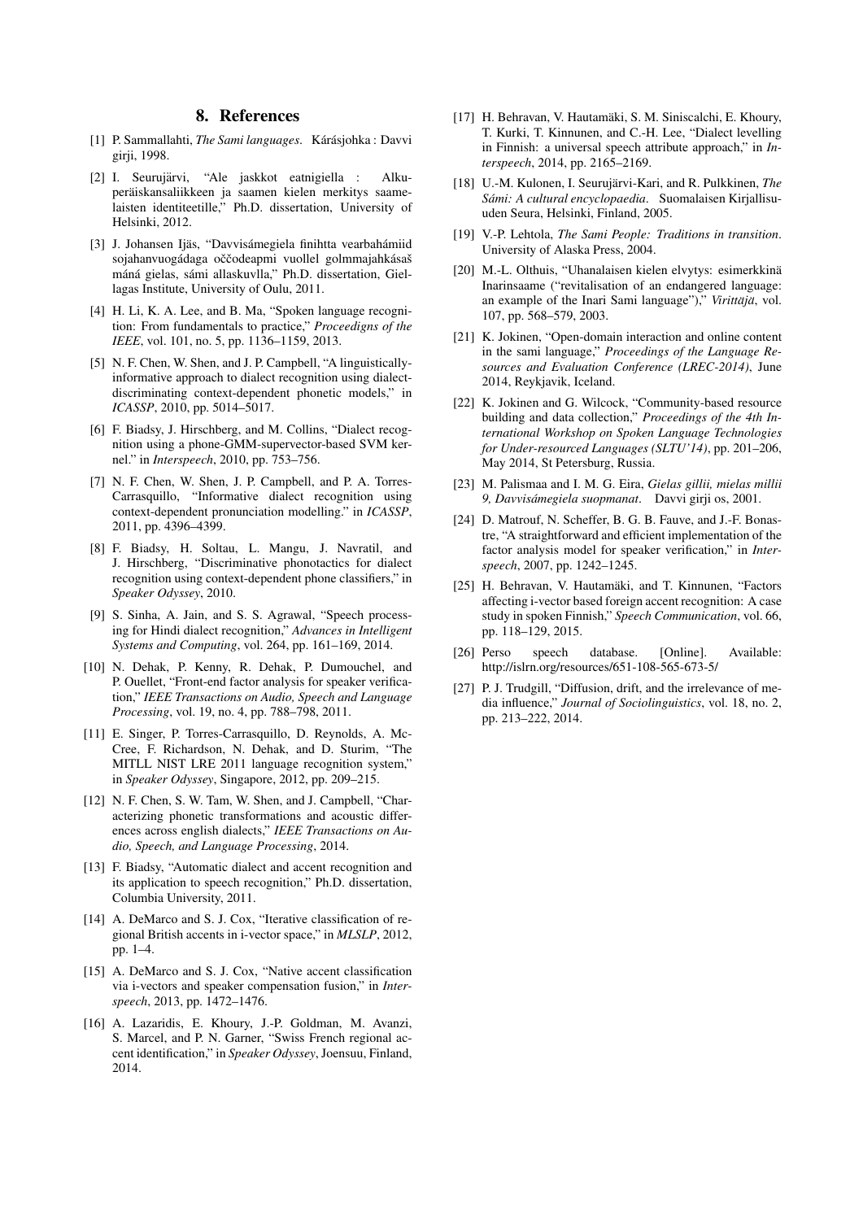## 8. References

[1] P. Sammallahti, *The Sami languages*. Kárásjohka : Davvi girji, 1998.

[2] I. Seurujärvi, "Ale jaskkot eatnigiella : Alkuperäiskansaliikkeen ja saamen kielen merkitys saamelaisten identiteetille," Ph.D. dissertation, University of Helsinki, 2012.

[3] J. Johansen Ijäs, "Davvisámegiela finihtta vearbahámiid sojahanvuogádaga oččodeapmi vuollel golmmajahkásaš máná gielas, sámi allaskuvlla," Ph.D. dissertation, Giellagas Institute, University of Oulu, 2011.

[4] H. Li, K. A. Lee, and B. Ma, "Spoken language recognition: From fundamentals to practice," *Proceedigns of the IEEE*, vol. 101, no. 5, pp. 1136–1159, 2013.

[5] N. F. Chen, W. Shen, and J. P. Campbell, "A linguistically-informative approach to dialect recognition using dialect-discriminating context-dependent phonetic models," in *ICASSP*, 2010, pp. 5014–5017.

[6] F. Biadsy, J. Hirschberg, and M. Collins, "Dialect recognition using a phone-GMM-supervector-based SVM kernel." in *Interspeech*, 2010, pp. 753–756.

[7] N. F. Chen, W. Shen, J. P. Campbell, and P. A. Torres-Carrasquillo, "Informative dialect recognition using context-dependent pronunciation modelling." in *ICASSP*, 2011, pp. 4396–4399.

[8] F. Biadsy, H. Soltau, L. Mangu, J. Navratil, and J. Hirschberg, "Discriminative phonotactics for dialect recognition using context-dependent phone classifiers," in *Speaker Odyssey*, 2010.

[9] S. Sinha, A. Jain, and S. S. Agrawal, "Speech processing for Hindi dialect recognition," *Advances in Intelligent Systems and Computing*, vol. 264, pp. 161–169, 2014.

[10] N. Dehak, P. Kenny, R. Dehak, P. Dumouchel, and P. Ouellet, "Front-end factor analysis for speaker verification," *IEEE Transactions on Audio, Speech and Language Processing*, vol. 19, no. 4, pp. 788–798, 2011.

[11] E. Singer, P. Torres-Carrasquillo, D. Reynolds, A. McCree, F. Richardson, N. Dehak, and D. Sturim, "The MITLL NIST LRE 2011 language recognition system," in *Speaker Odyssey*, Singapore, 2012, pp. 209–215.

[12] N. F. Chen, S. W. Tam, W. Shen, and J. Campbell, "Characterizing phonetic transformations and acoustic differences across english dialects," *IEEE Transactions on Audio, Speech, and Language Processing*, 2014.

[13] F. Biadsy, "Automatic dialect and accent recognition and its application to speech recognition," Ph.D. dissertation, Columbia University, 2011.

[14] A. DeMarco and S. J. Cox, "Iterative classification of regional British accents in i-vector space," in *MLSLP*, 2012, pp. 1–4.

[15] A. DeMarco and S. J. Cox, "Native accent classification via i-vectors and speaker compensation fusion," in *Interspeech*, 2013, pp. 1472–1476.

[16] A. Lazaridis, E. Khoury, J.-P. Goldman, M. Avanzi, S. Marcel, and P. N. Garner, "Swiss French regional accent identification," in *Speaker Odyssey*, Joensuu, Finland, 2014.

[17] H. Behravan, V. Hautamäki, S. M. Siniscalchi, E. Khoury, T. Kurki, T. Kinnunen, and C.-H. Lee, "Dialect levelling in Finnish: a universal speech attribute approach," in *Interspeech*, 2014, pp. 2165–2169.

[18] U.-M. Kulonen, I. Seurujärvi-Kari, and R. Pulkkinen, *The Sámi: A cultural encyclopaedia*. Suomalaisen Kirjallisuuden Seura, Helsinki, Finland, 2005.

[19] V.-P. Lehtola, *The Sami People: Traditions in transition*. University of Alaska Press, 2004.

[20] M.-L. Olthuis, "Uhanalaisen kielen elvytys: esimerkkinä Inarinsaame ("revitalisation of an endangered language: an example of the Inari Sami language")," *Virittäjä*, vol. 107, pp. 568–579, 2003.

[21] K. Jokinen, "Open-domain interaction and online content in the sami language," *Proceedings of the Language Resources and Evaluation Conference (LREC-2014)*, June 2014, Reykjavik, Iceland.

[22] K. Jokinen and G. Wilcock, "Community-based resource building and data collection," *Proceedings of the 4th International Workshop on Spoken Language Technologies for Under-resourced Languages (SLTU'14)*, pp. 201–206, May 2014, St Petersburg, Russia.

[23] M. Palismaa and I. M. G. Eira, *Gielas gillii, mielas millii 9, Davvisámegiela suopmanat*. Davvi girji os, 2001.

[24] D. Matrouf, N. Scheffer, B. G. B. Fauve, and J.-F. Bonastre, "A straightforward and efficient implementation of the factor analysis model for speaker verification," in *Interspeech*, 2007, pp. 1242–1245.

[25] H. Behravan, V. Hautamäki, and T. Kinnunen, "Factors affecting i-vector based foreign accent recognition: A case study in spoken Finnish," *Speech Communication*, vol. 66, pp. 118–129, 2015.

[26] Perso speech database. [Online]. Available: http://islrn.org/resources/651-108-565-673-5/

[27] P. J. Trudgill, "Diffusion, drift, and the irrelevance of media influence," *Journal of Sociolinguistics*, vol. 18, no. 2, pp. 213–222, 2014.